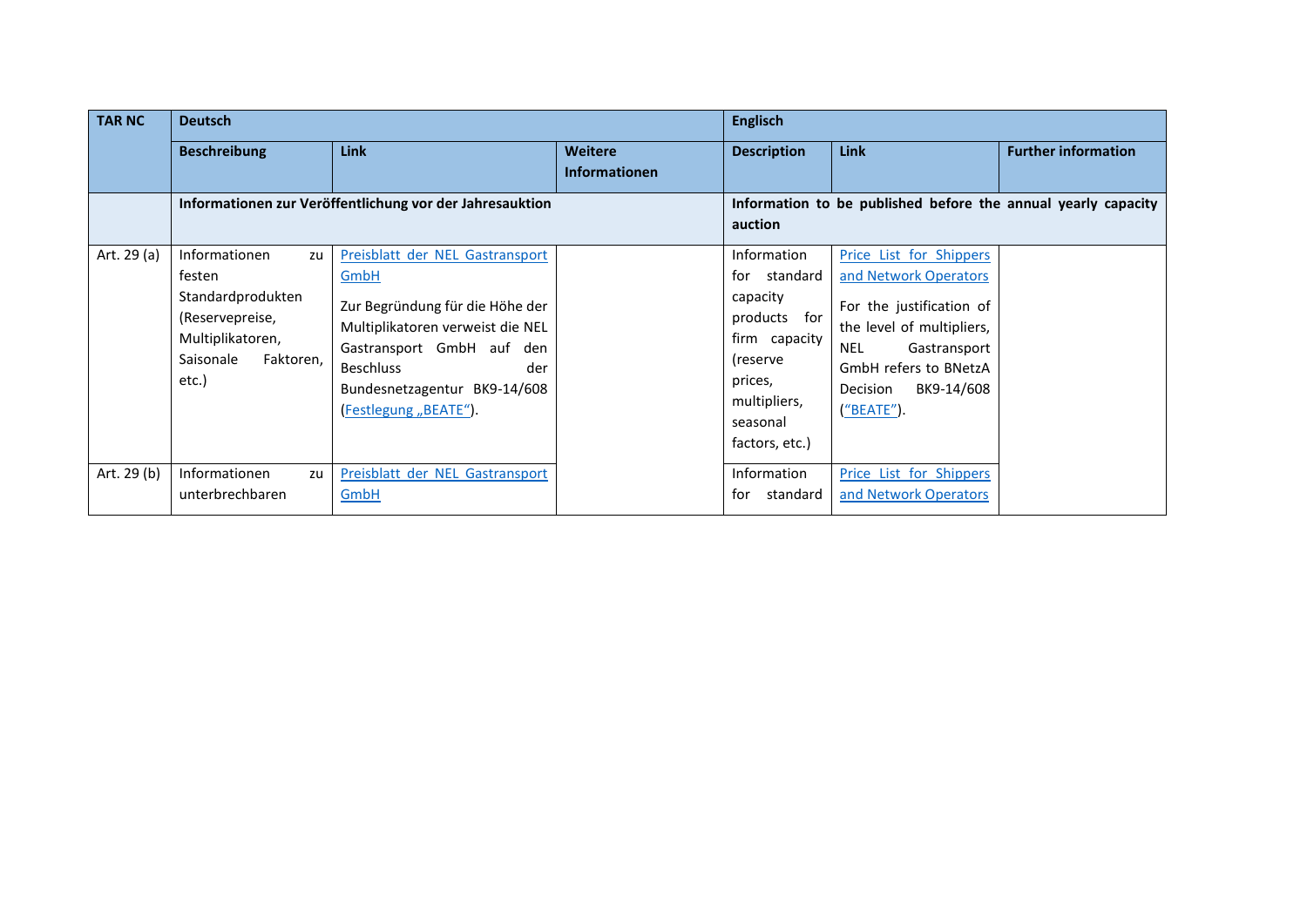| TAR NC | Deutsch | | | Englisch | | |
|---|---|---|---|---|---|---|
| | Beschreibung | Link | Weitere Informationen | Description | Link | Further information |
| | **Informationen zur Veröffentlichung vor der Jahresauktion** | | | **Information to be published before the annual yearly capacity auction** | | |
| Art. 29 (a) | Informationen zu festen Standardprodukten (Reservepreise, Multiplikatoren, Saisonale Faktoren, etc.) | Preisblatt der NEL Gastransport GmbH<br><br>Zur Begründung für die Höhe der Multiplikatoren verweist die NEL Gastransport GmbH auf den Beschluss der Bundesnetzagentur BK9-14/608 (Festlegung „BEATE"). | | Information for standard capacity products for firm capacity (reserve prices, multipliers, seasonal factors, etc.) | Price List for Shippers and Network Operators<br><br>For the justification of the level of multipliers, NEL Gastransport GmbH refers to BNetzA Decision BK9-14/608 ("BEATE"). | |
| Art. 29 (b) | Informationen zu unterbrechbaren | Preisblatt der NEL Gastransport GmbH | | Information for standard | Price List for Shippers and Network Operators | |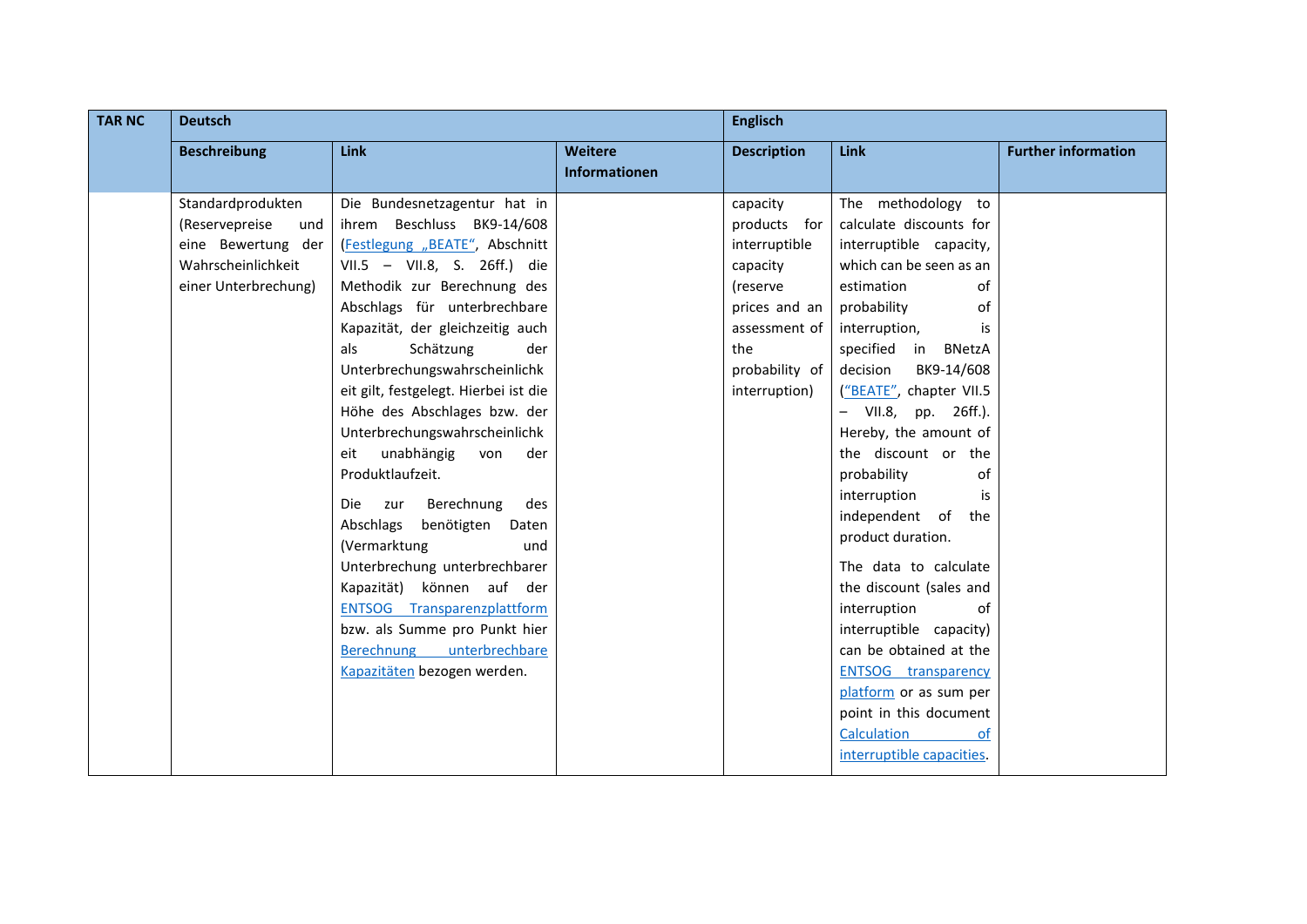| TAR NC | Deutsch | | | Englisch | | |
|---|---|---|---|---|---|---|
| | **Beschreibung** | **Link** | **Weitere Informationen** | **Description** | **Link** | **Further information** |
| | Standardprodukten (Reservepreise und eine Bewertung der Wahrscheinlichkeit einer Unterbrechung) | Die Bundesnetzagentur hat in ihrem Beschluss BK9-14/608 (Festlegung „BEATE“, Abschnitt VII.5 – VII.8, S. 26ff.) die Methodik zur Berechnung des Abschlags für unterbrechbare Kapazität, der gleichzeitig auch als Schätzung der Unterbrechungswahrscheinlichkeit gilt, festgelegt. Hierbei ist die Höhe des Abschlages bzw. der Unterbrechungswahrscheinlichkeit unabhängig von der Produktlaufzeit.<br><br>Die zur Berechnung des Abschlags benötigten Daten (Vermarktung und Unterbrechung unterbrechbarer Kapazität) können auf der ENTSOG Transparenzplattform bzw. als Summe pro Punkt hier Berechnung unterbrechbare Kapazitäten bezogen werden. | | capacity products for interruptible capacity (reserve prices and an assessment of the probability of interruption) | The methodology to calculate discounts for interruptible capacity, which can be seen as an estimation of probability of interruption, is specified in BNetzA decision BK9-14/608 (“BEATE”, chapter VII.5 – VII.8, pp. 26ff.). Hereby, the amount of the discount or the probability of interruption is independent of the product duration.<br><br>The data to calculate the discount (sales and interruption of interruptible capacity) can be obtained at the ENTSOG transparency platform or as sum per point in this document Calculation of interruptible capacities. | |